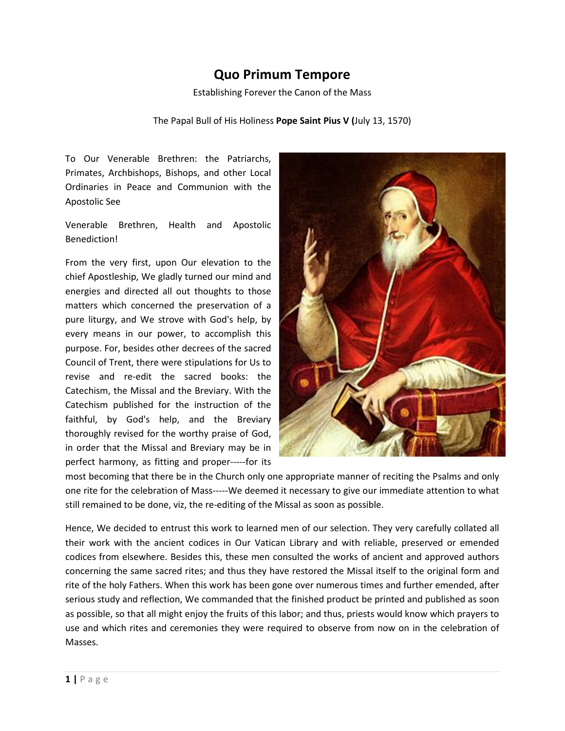# Quo Primum Tempore

Establishing Forever the Canon of the Mass

The Papal Bull of His Holiness **Pope Saint Pius V (**July 13, 1570)

To Our Venerable Brethren: the Patriarchs, Primates, Archbishops, Bishops, and other Local Ordinaries in Peace and Communion with the Apostolic See

Venerable Brethren, Health and Apostolic Benediction!

From the very first, upon Our elevation to the chief Apostleship, We gladly turned our mind and energies and directed all out thoughts to those matters which concerned the preservation of a pure liturgy, and We strove with God's help, by every means in our power, to accomplish this purpose. For, besides other decrees of the sacred Council of Trent, there were stipulations for Us to revise and re-edit the sacred books: the Catechism, the Missal and the Breviary. With the Catechism published for the instruction of the faithful, by God's help, and the Breviary thoroughly revised for the worthy praise of God, in order that the Missal and Breviary may be in perfect harmony, as fitting and proper-----for its most becoming that there be in the Church only one appropriate manner of reciting the Psalms and only one rite for the celebration of Mass-----We deemed it necessary to give our immediate attention to what still remained to be done, viz, the re-editing of the Missal as soon as possible.

Hence, We decided to entrust this work to learned men of our selection. They very carefully collated all their work with the ancient codices in Our Vatican Library and with reliable, preserved or emended codices from elsewhere. Besides this, these men consulted the works of ancient and approved authors concerning the same sacred rites; and thus they have restored the Missal itself to the original form and rite of the holy Fathers. When this work has been gone over numerous times and further emended, after serious study and reflection, We commanded that the finished product be printed and published as soon as possible, so that all might enjoy the fruits of this labor; and thus, priests would know which prayers to use and which rites and ceremonies they were required to observe from now on in the celebration of Masses.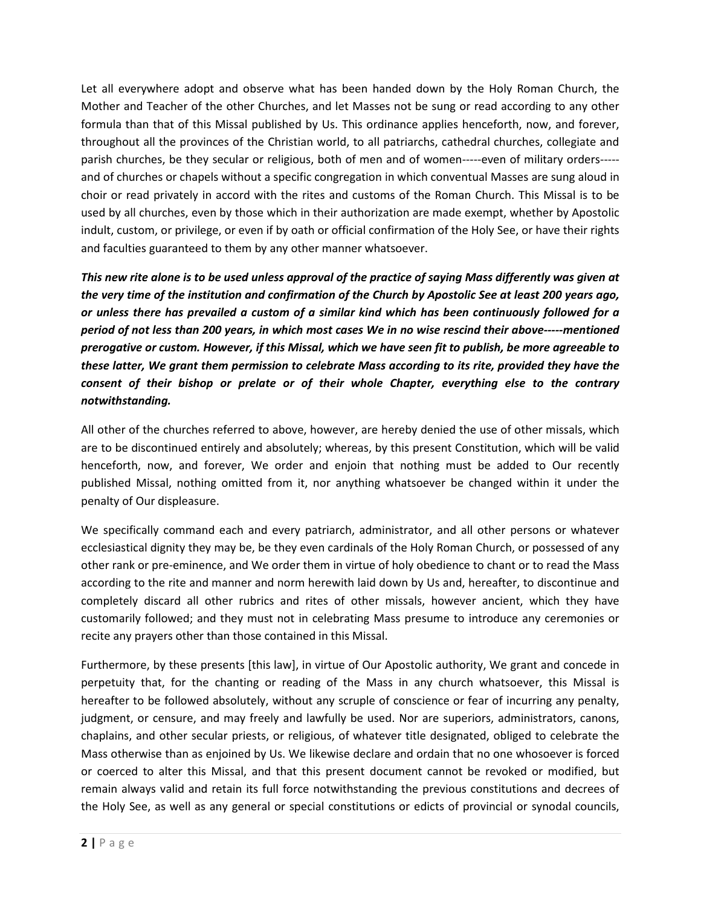Let all everywhere adopt and observe what has been handed down by the Holy Roman Church, the Mother and Teacher of the other Churches, and let Masses not be sung or read according to any other formula than that of this Missal published by Us. This ordinance applies henceforth, now, and forever, throughout all the provinces of the Christian world, to all patriarchs, cathedral churches, collegiate and parish churches, be they secular or religious, both of men and of women-----even of military orders-----and of churches or chapels without a specific congregation in which conventual Masses are sung aloud in choir or read privately in accord with the rites and customs of the Roman Church. This Missal is to be used by all churches, even by those which in their authorization are made exempt, whether by Apostolic indult, custom, or privilege, or even if by oath or official confirmation of the Holy See, or have their rights and faculties guaranteed to them by any other manner whatsoever.

***This new rite alone is to be used unless approval of the practice of saying Mass differently was given at the very time of the institution and confirmation of the Church by Apostolic See at least 200 years ago, or unless there has prevailed a custom of a similar kind which has been continuously followed for a period of not less than 200 years, in which most cases We in no wise rescind their above-----mentioned prerogative or custom. However, if this Missal, which we have seen fit to publish, be more agreeable to these latter, We grant them permission to celebrate Mass according to its rite, provided they have the consent of their bishop or prelate or of their whole Chapter, everything else to the contrary notwithstanding.***

All other of the churches referred to above, however, are hereby denied the use of other missals, which are to be discontinued entirely and absolutely; whereas, by this present Constitution, which will be valid henceforth, now, and forever, We order and enjoin that nothing must be added to Our recently published Missal, nothing omitted from it, nor anything whatsoever be changed within it under the penalty of Our displeasure.

We specifically command each and every patriarch, administrator, and all other persons or whatever ecclesiastical dignity they may be, be they even cardinals of the Holy Roman Church, or possessed of any other rank or pre-eminence, and We order them in virtue of holy obedience to chant or to read the Mass according to the rite and manner and norm herewith laid down by Us and, hereafter, to discontinue and completely discard all other rubrics and rites of other missals, however ancient, which they have customarily followed; and they must not in celebrating Mass presume to introduce any ceremonies or recite any prayers other than those contained in this Missal.

Furthermore, by these presents [this law], in virtue of Our Apostolic authority, We grant and concede in perpetuity that, for the chanting or reading of the Mass in any church whatsoever, this Missal is hereafter to be followed absolutely, without any scruple of conscience or fear of incurring any penalty, judgment, or censure, and may freely and lawfully be used. Nor are superiors, administrators, canons, chaplains, and other secular priests, or religious, of whatever title designated, obliged to celebrate the Mass otherwise than as enjoined by Us. We likewise declare and ordain that no one whosoever is forced or coerced to alter this Missal, and that this present document cannot be revoked or modified, but remain always valid and retain its full force notwithstanding the previous constitutions and decrees of the Holy See, as well as any general or special constitutions or edicts of provincial or synodal councils,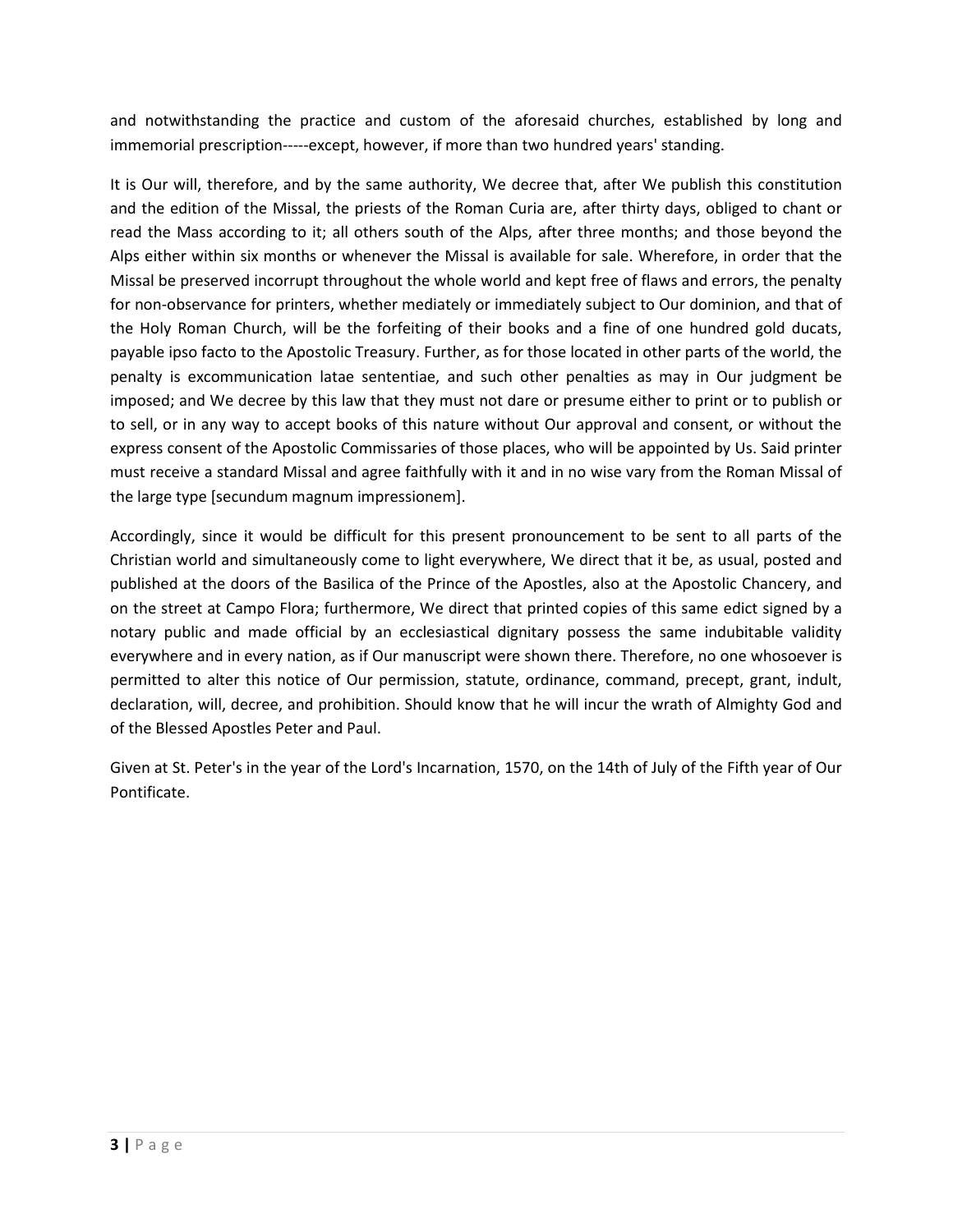and notwithstanding the practice and custom of the aforesaid churches, established by long and immemorial prescription-----except, however, if more than two hundred years' standing.

It is Our will, therefore, and by the same authority, We decree that, after We publish this constitution and the edition of the Missal, the priests of the Roman Curia are, after thirty days, obliged to chant or read the Mass according to it; all others south of the Alps, after three months; and those beyond the Alps either within six months or whenever the Missal is available for sale. Wherefore, in order that the Missal be preserved incorrupt throughout the whole world and kept free of flaws and errors, the penalty for non-observance for printers, whether mediately or immediately subject to Our dominion, and that of the Holy Roman Church, will be the forfeiting of their books and a fine of one hundred gold ducats, payable ipso facto to the Apostolic Treasury. Further, as for those located in other parts of the world, the penalty is excommunication latae sententiae, and such other penalties as may in Our judgment be imposed; and We decree by this law that they must not dare or presume either to print or to publish or to sell, or in any way to accept books of this nature without Our approval and consent, or without the express consent of the Apostolic Commissaries of those places, who will be appointed by Us. Said printer must receive a standard Missal and agree faithfully with it and in no wise vary from the Roman Missal of the large type [secundum magnum impressionem].

Accordingly, since it would be difficult for this present pronouncement to be sent to all parts of the Christian world and simultaneously come to light everywhere, We direct that it be, as usual, posted and published at the doors of the Basilica of the Prince of the Apostles, also at the Apostolic Chancery, and on the street at Campo Flora; furthermore, We direct that printed copies of this same edict signed by a notary public and made official by an ecclesiastical dignitary possess the same indubitable validity everywhere and in every nation, as if Our manuscript were shown there. Therefore, no one whosoever is permitted to alter this notice of Our permission, statute, ordinance, command, precept, grant, indult, declaration, will, decree, and prohibition. Should know that he will incur the wrath of Almighty God and of the Blessed Apostles Peter and Paul.

Given at St. Peter's in the year of the Lord's Incarnation, 1570, on the 14th of July of the Fifth year of Our Pontificate.